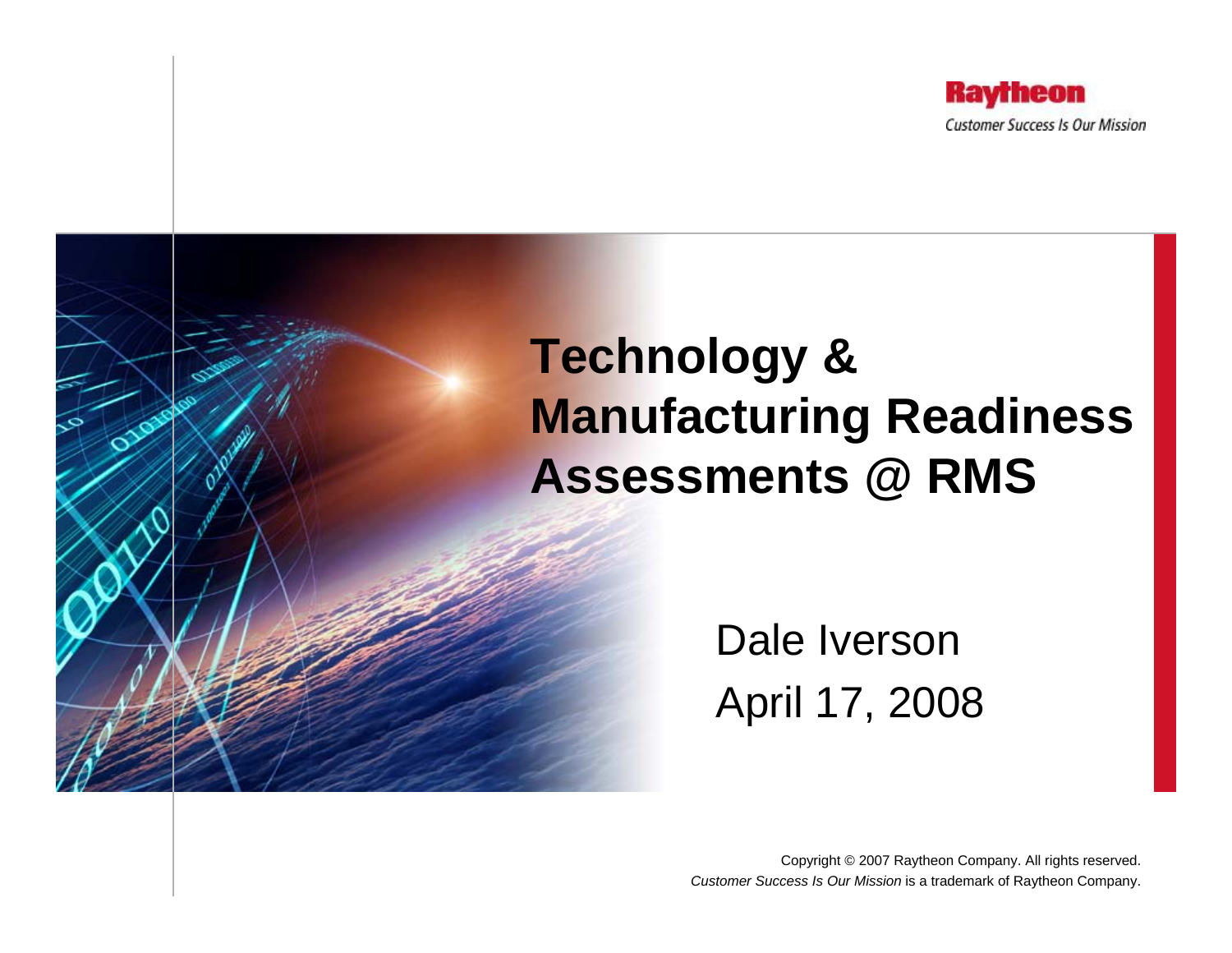Raytheon

*Customer Success Is Our Mission*

# Technology & Manufacturing Readiness Assessments @ RMS

Dale Iverson

April 17, 2008

Copyright © 2007 Raytheon Company. All rights reserved.
*Customer Success Is Our Mission* is a trademark of Raytheon Company.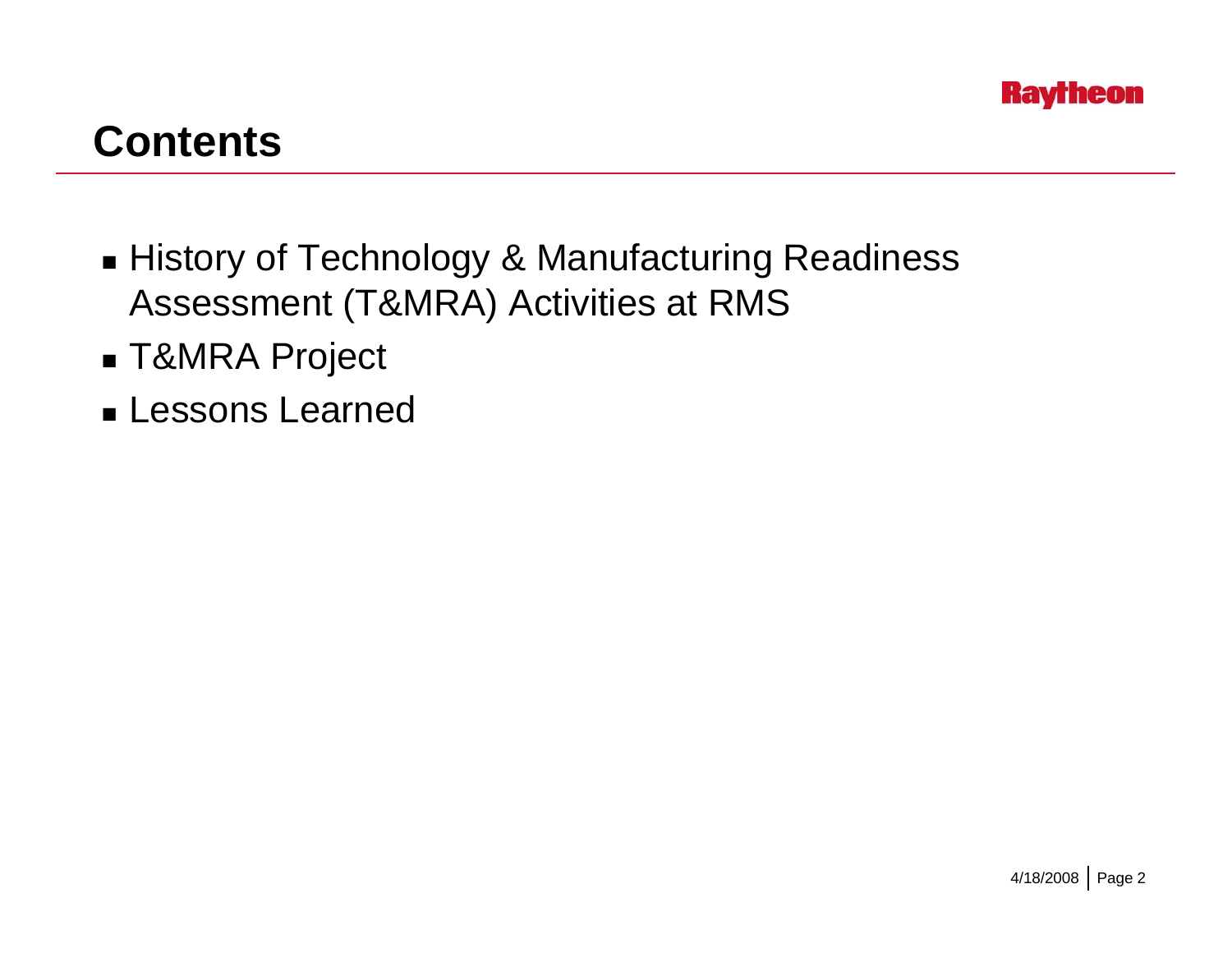# Contents

- History of Technology & Manufacturing Readiness Assessment (T&MRA) Activities at RMS
- T&MRA Project
- Lessons Learned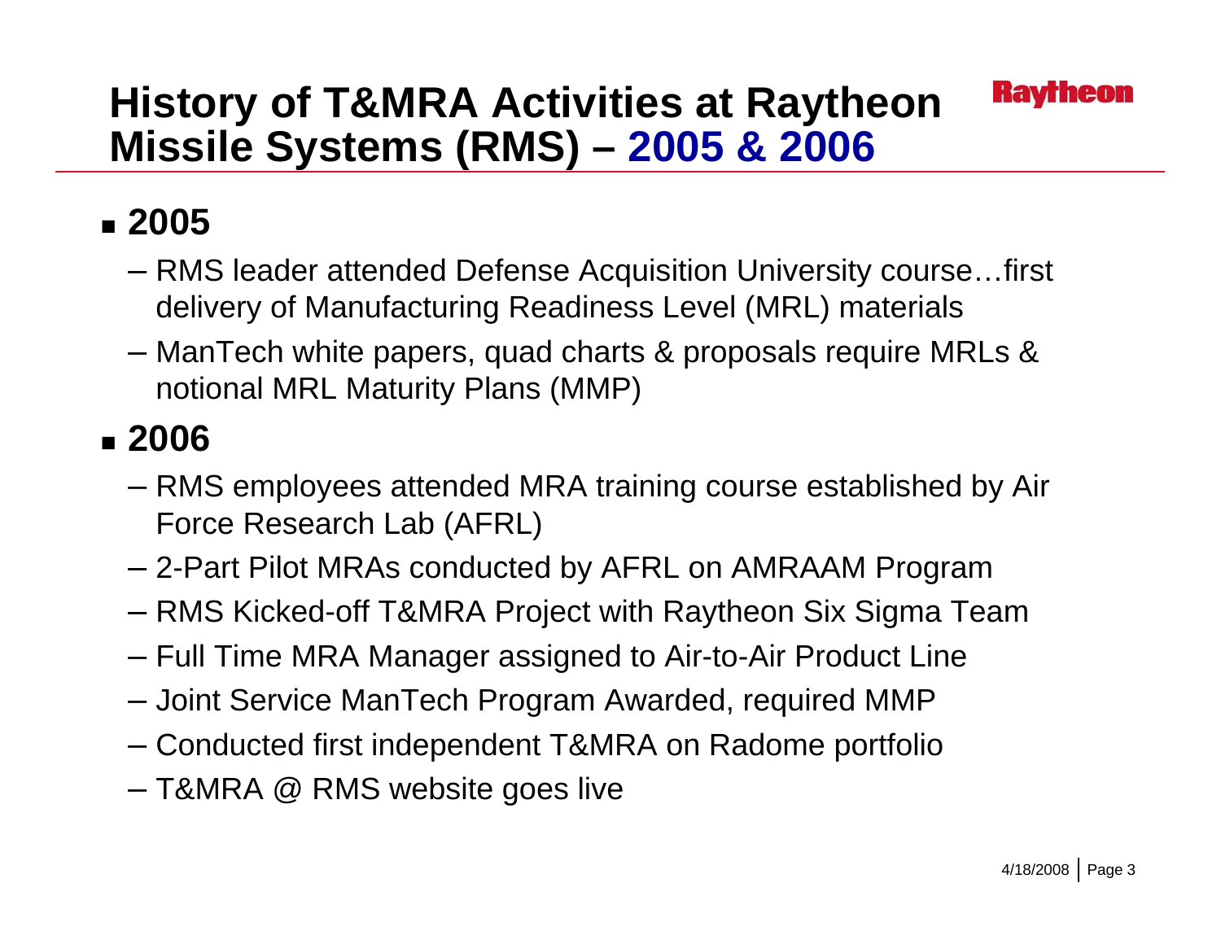# History of T&MRA Activities at Raytheon Missile Systems (RMS) – 2005 & 2006

- **2005**
  - RMS leader attended Defense Acquisition University course…first delivery of Manufacturing Readiness Level (MRL) materials
  - ManTech white papers, quad charts & proposals require MRLs & notional MRL Maturity Plans (MMP)
- **2006**
  - RMS employees attended MRA training course established by Air Force Research Lab (AFRL)
  - 2-Part Pilot MRAs conducted by AFRL on AMRAAM Program
  - RMS Kicked-off T&MRA Project with Raytheon Six Sigma Team
  - Full Time MRA Manager assigned to Air-to-Air Product Line
  - Joint Service ManTech Program Awarded, required MMP
  - Conducted first independent T&MRA on Radome portfolio
  - T&MRA @ RMS website goes live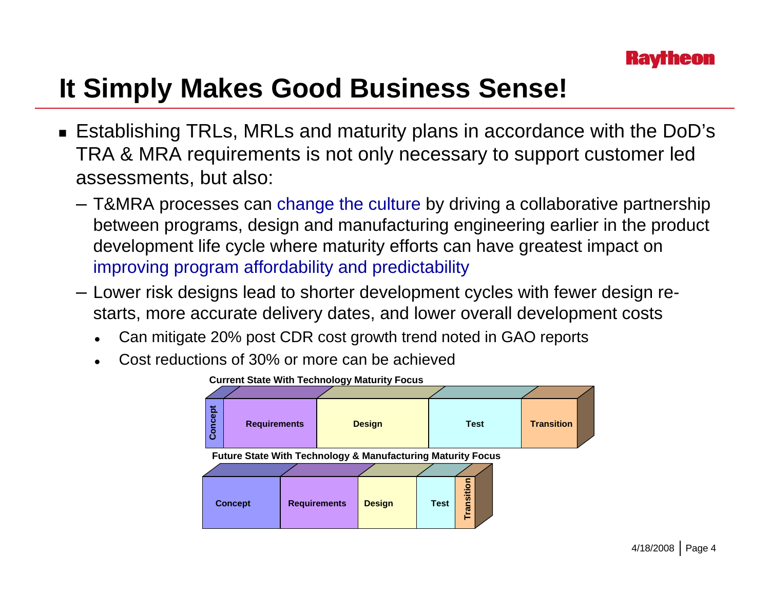# It Simply Makes Good Business Sense!

- Establishing TRLs, MRLs and maturity plans in accordance with the DoD's TRA & MRA requirements is not only necessary to support customer led assessments, but also:
  - T&MRA processes can change the culture by driving a collaborative partnership between programs, design and manufacturing engineering earlier in the product development life cycle where maturity efforts can have greatest impact on improving program affordability and predictability
  - Lower risk designs lead to shorter development cycles with fewer design re-starts, more accurate delivery dates, and lower overall development costs
    - Can mitigate 20% post CDR cost growth trend noted in GAO reports
    - Cost reductions of 30% or more can be achieved

**Current State With Technology Maturity Focus**

Concept
Requirements
Design
Test
Transition

**Future State With Technology & Manufacturing Maturity Focus**

Concept
Requirements
Design
Test
Transition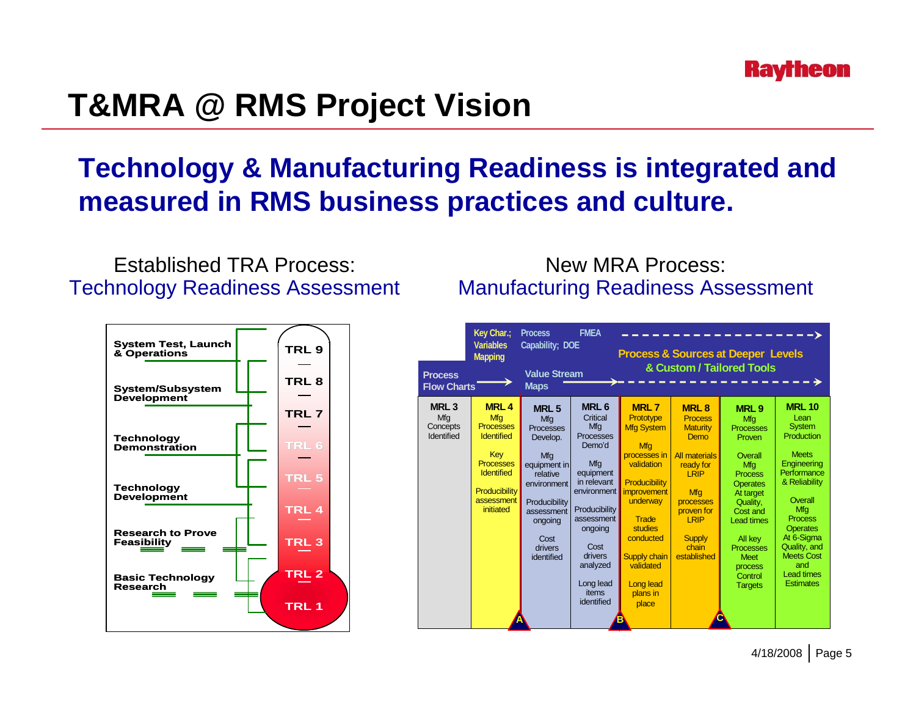# T&MRA @ RMS Project Vision

## Technology & Manufacturing Readiness is integrated and measured in RMS business practices and culture.

Established TRA Process:
Technology Readiness Assessment

System Test, Launch & Operations
System/Subsystem Development
Technology Demonstration
Technology Development
Research to Prove Feasibility
Basic Technology Research

TRL 9
TRL 8
TRL 7
TRL 6
TRL 5
TRL 4
TRL 3
TRL 2
TRL 1

New MRA Process:
Manufacturing Readiness Assessment

Key Char.; Variables Mapping
Process Capability; DOE
FMEA
Process Flow Charts
Value Stream Maps
Process & Sources at Deeper Levels & Custom / Tailored Tools

| MRL 3 | MRL 4 | MRL 5 | MRL 6 | MRL 7 | MRL 8 | MRL 9 | MRL 10 |
|---|---|---|---|---|---|---|---|
| Mfg Concepts Identified | Mfg Processes Identified<br><br>Key Processes Identified<br><br>Producibility assessment initiated | Mfg Processes Develop.<br><br>Mfg equipment in relative environment<br><br>Producibility assessment ongoing<br><br>Cost drivers identified | Critical Mfg Processes Demo'd<br><br>Mfg equipment in relevant environment<br><br>Producibility assessment ongoing<br><br>Cost drivers analyzed<br><br>Long lead items identified | Prototype Mfg System<br><br>Mfg processes in validation<br><br>Producibility improvement underway<br><br>Trade studies conducted<br><br>Supply chain validated<br><br>Long lead plans in place | Process Maturity Demo<br><br>All materials ready for LRIP<br><br>Mfg processes proven for LRIP<br><br>Supply chain established | Mfg Processes Proven<br><br>Overall Mfg Process Operates At target Quality, Cost and Lead times<br><br>All key Processes Meet process Control Targets | Lean System Production<br><br>Meets Engineering Performance & Reliability<br><br>Overall Mfg Process Operates At 6-Sigma Quality, and Meets Cost and Lead times Estimates |

A B C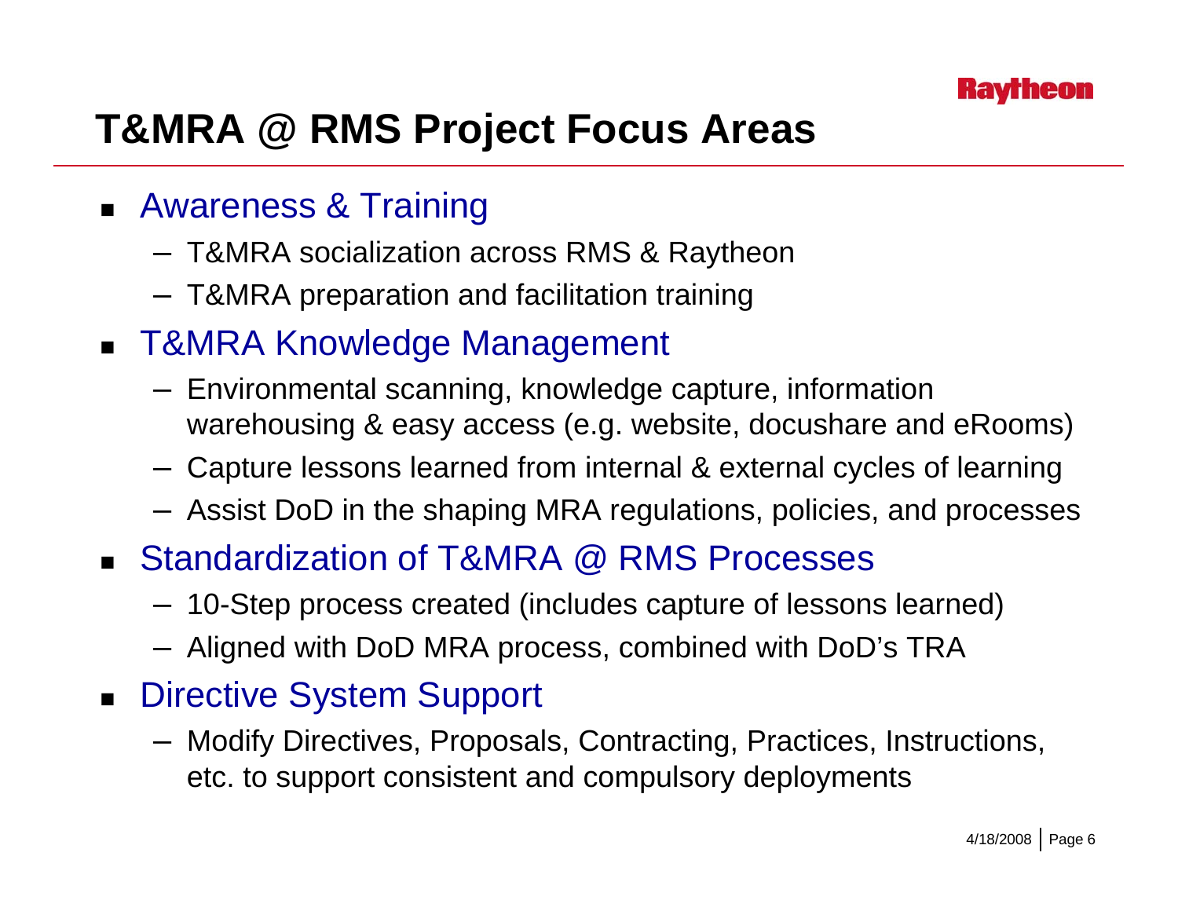# T&MRA @ RMS Project Focus Areas

- Awareness & Training
  - T&MRA socialization across RMS & Raytheon
  - T&MRA preparation and facilitation training
- T&MRA Knowledge Management
  - Environmental scanning, knowledge capture, information warehousing & easy access (e.g. website, docushare and eRooms)
  - Capture lessons learned from internal & external cycles of learning
  - Assist DoD in the shaping MRA regulations, policies, and processes
- Standardization of T&MRA @ RMS Processes
  - 10-Step process created (includes capture of lessons learned)
  - Aligned with DoD MRA process, combined with DoD's TRA
- Directive System Support
  - Modify Directives, Proposals, Contracting, Practices, Instructions, etc. to support consistent and compulsory deployments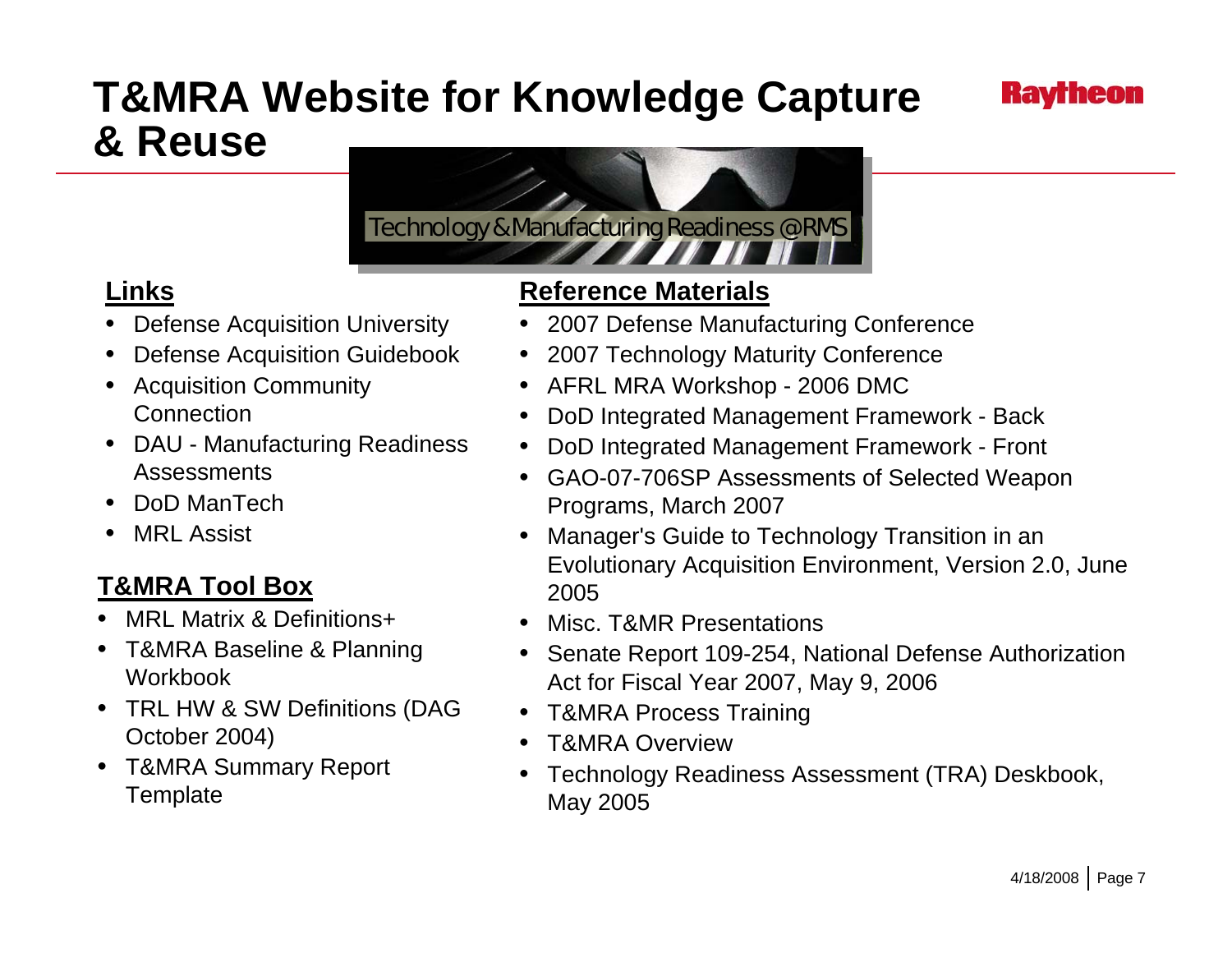# T&MRA Website for Knowledge Capture & Reuse

Raytheon

Technology & Manufacturing Readiness @RMS

## Links

- Defense Acquisition University
- Defense Acquisition Guidebook
- Acquisition Community Connection
- DAU - Manufacturing Readiness Assessments
- DoD ManTech
- MRL Assist

## T&MRA Tool Box

- MRL Matrix & Definitions+
- T&MRA Baseline & Planning Workbook
- TRL HW & SW Definitions (DAG October 2004)
- T&MRA Summary Report Template

## Reference Materials

- 2007 Defense Manufacturing Conference
- 2007 Technology Maturity Conference
- AFRL MRA Workshop - 2006 DMC
- DoD Integrated Management Framework - Back
- DoD Integrated Management Framework - Front
- GAO-07-706SP Assessments of Selected Weapon Programs, March 2007
- Manager's Guide to Technology Transition in an Evolutionary Acquisition Environment, Version 2.0, June 2005
- Misc. T&MR Presentations
- Senate Report 109-254, National Defense Authorization Act for Fiscal Year 2007, May 9, 2006
- T&MRA Process Training
- T&MRA Overview
- Technology Readiness Assessment (TRA) Deskbook, May 2005

4/18/2008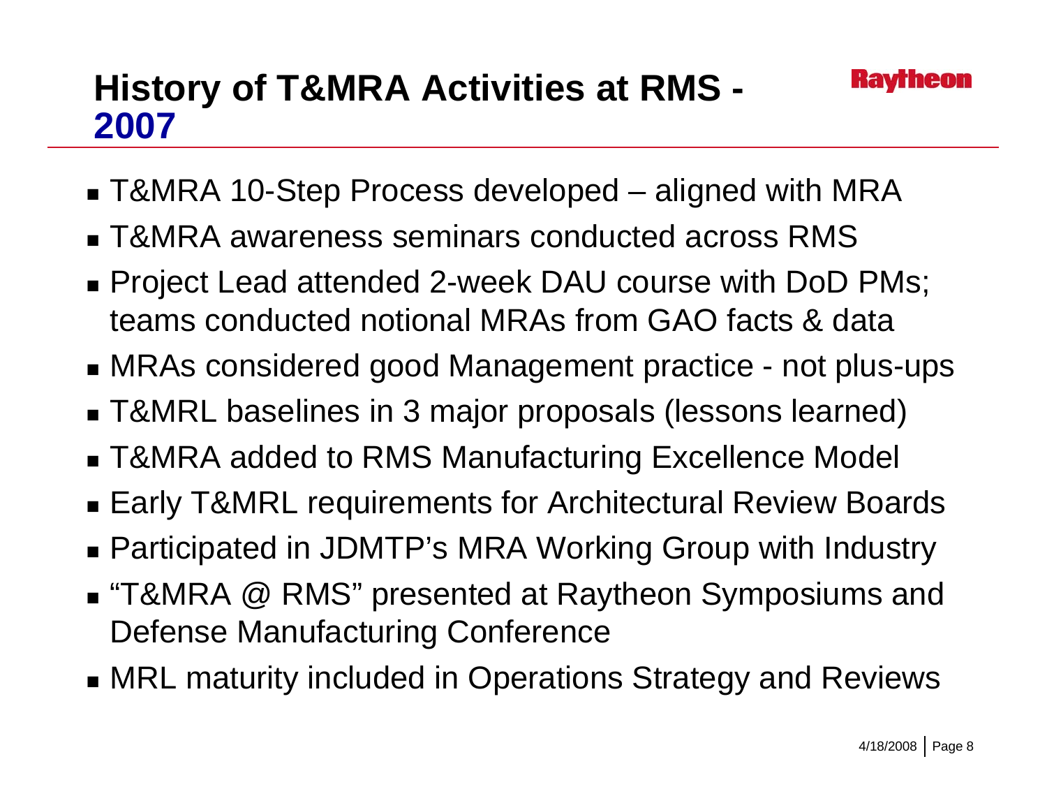# History of T&MRA Activities at RMS - 2007

Raytheon

- T&MRA 10-Step Process developed – aligned with MRA
- T&MRA awareness seminars conducted across RMS
- Project Lead attended 2-week DAU course with DoD PMs; teams conducted notional MRAs from GAO facts & data
- MRAs considered good Management practice - not plus-ups
- T&MRL baselines in 3 major proposals (lessons learned)
- T&MRA added to RMS Manufacturing Excellence Model
- Early T&MRL requirements for Architectural Review Boards
- Participated in JDMTP's MRA Working Group with Industry
- "T&MRA @ RMS" presented at Raytheon Symposiums and Defense Manufacturing Conference
- MRL maturity included in Operations Strategy and Reviews

4/18/2008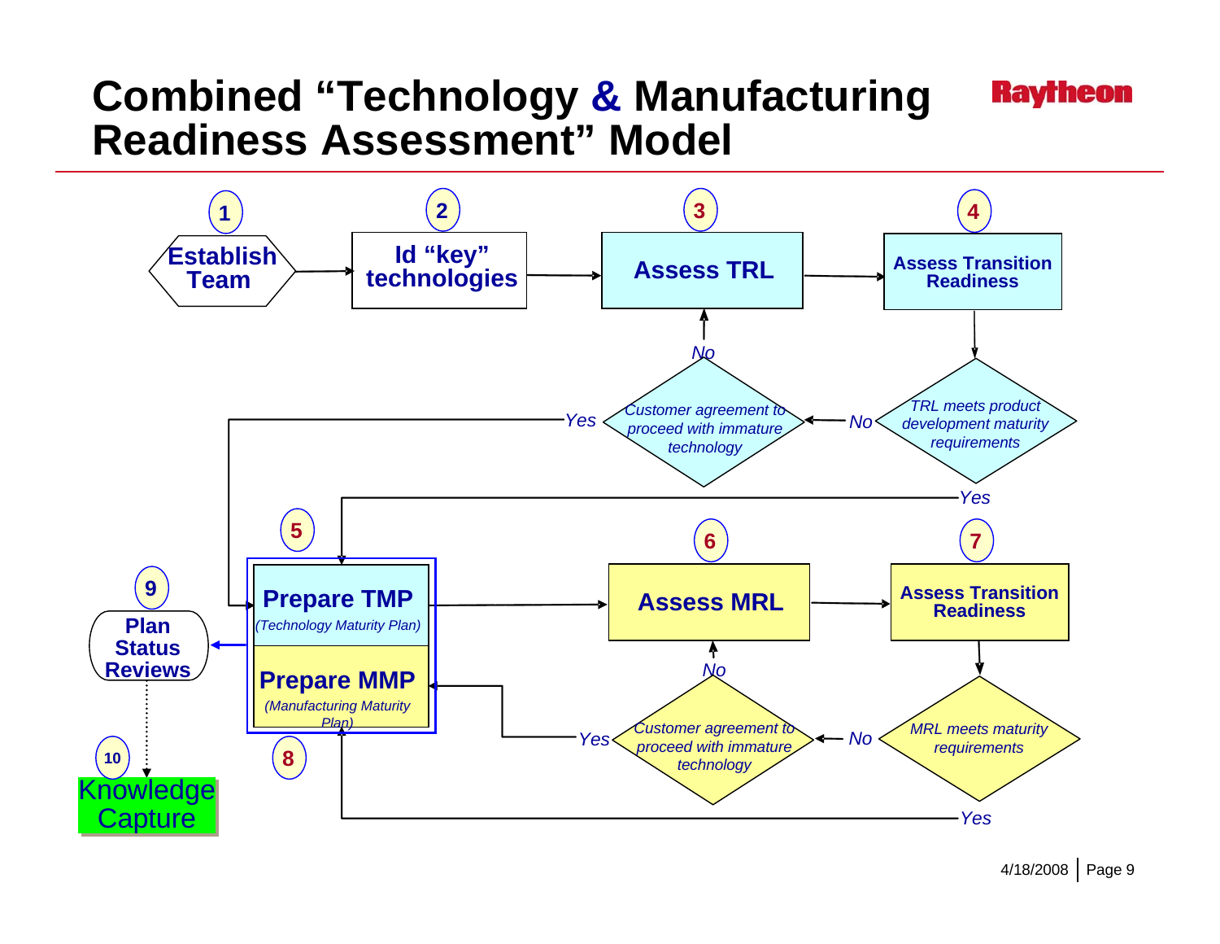# Combined "Technology & Manufacturing Readiness Assessment" Model

Raytheon

1 Establish Team

2 Id "key" technologies

3 Assess TRL

4 Assess Transition Readiness

TRL meets product development maturity requirements

Yes

No

Customer agreement to proceed with immature technology

No

Yes

5 Prepare TMP (Technology Maturity Plan)

8 Prepare MMP (Manufacturing Maturity Plan)

6 Assess MRL

7 Assess Transition Readiness

MRL meets maturity requirements

Yes

No

Customer agreement to proceed with immature technology

No

Yes

9 Plan Status Reviews

10 Knowledge Capture

4/18/2008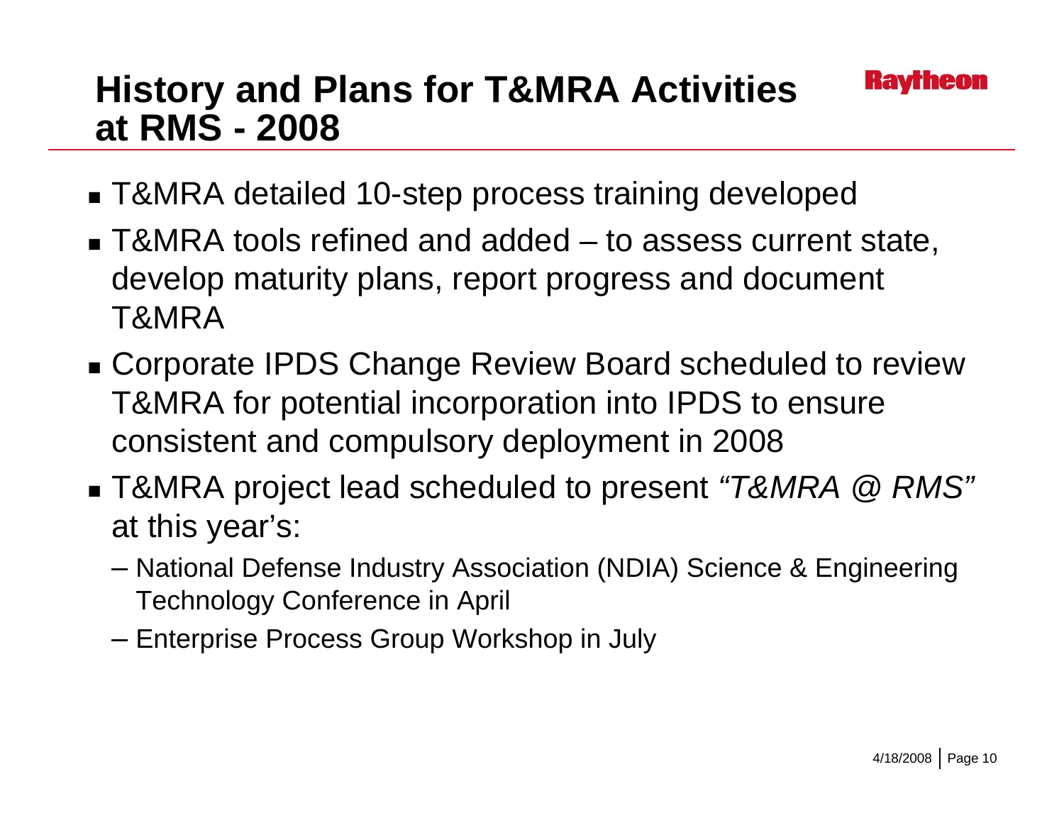# History and Plans for T&MRA Activities at RMS - 2008

- T&MRA detailed 10-step process training developed
- T&MRA tools refined and added – to assess current state, develop maturity plans, report progress and document T&MRA
- Corporate IPDS Change Review Board scheduled to review T&MRA for potential incorporation into IPDS to ensure consistent and compulsory deployment in 2008
- T&MRA project lead scheduled to present *"T&MRA @ RMS"* at this year's:
  - National Defense Industry Association (NDIA) Science & Engineering Technology Conference in April
  - Enterprise Process Group Workshop in July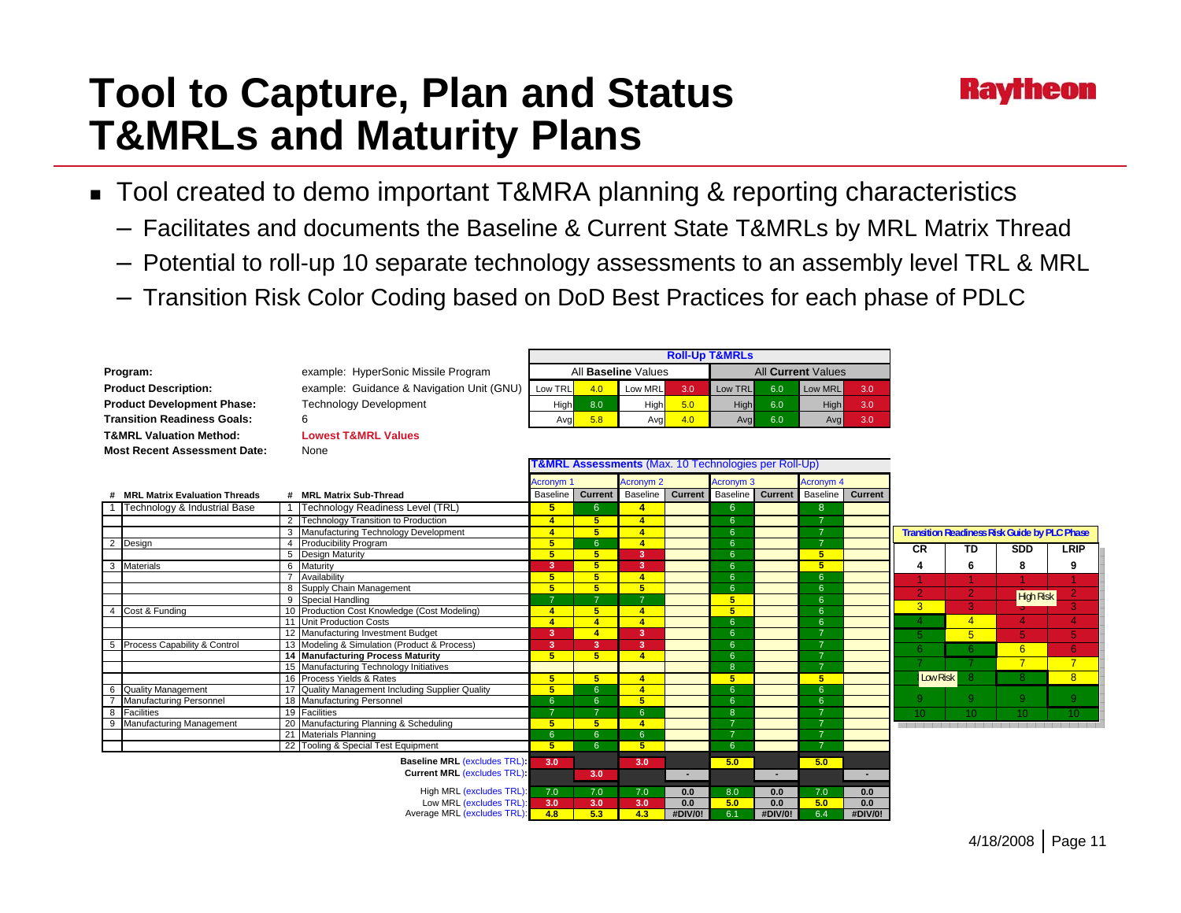# Tool to Capture, Plan and Status T&MRLs and Maturity Plans

- Tool created to demo important T&MRA planning & reporting characteristics
  - Facilitates and documents the Baseline & Current State T&MRLs by MRL Matrix Thread
  - Potential to roll-up 10 separate technology assessments to an assembly level TRL & MRL
  - Transition Risk Color Coding based on DoD Best Practices for each phase of PDLC

| | |
|---|---|
| **Program:** | example: HyperSonic Missile Program |
| **Product Description:** | example: Guidance & Navigation Unit (GNU) |
| **Product Development Phase:** | Technology Development |
| **Transition Readiness Goals:** | 6 |
| **T&MRL Valuation Method:** | **Lowest T&MRL Values** |
| **Most Recent Assessment Date:** | None |

**Roll-Up T&MRLs**

| All **Baseline** Values | | | | All **Current** Values | | | |
|---|---|---|---|---|---|---|---|
| Low TRL | 4.0 | Low MRL | 3.0 | Low TRL | 6.0 | Low MRL | 3.0 |
| High | 8.0 | High | 5.0 | High | 6.0 | High | 3.0 |
| Avg | 5.8 | Avg | 4.0 | Avg | 6.0 | Avg | 3.0 |

**T&MRL Assessments** (Max. 10 Technologies per Roll-Up)

| # | MRL Matrix Evaluation Threads | # | MRL Matrix Sub-Thread | Acronym 1 Baseline | Acronym 1 Current | Acronym 2 Baseline | Acronym 2 Current | Acronym 3 Baseline | Acronym 3 Current | Acronym 4 Baseline | Acronym 4 Current |
|---|---|---|---|---|---|---|---|---|---|---|---|
| 1 | Technology & Industrial Base | 1 | Technology Readiness Level (TRL) | 5 | 6 | 4 | | 6 | | 8 | |
| | | 2 | Technology Transition to Production | 4 | 5 | 4 | | 6 | | 7 | |
| | | 3 | Manufacturing Technology Development | 4 | 5 | 4 | | 6 | | 7 | |
| 2 | Design | 4 | Producibility Program | 5 | 6 | 4 | | 6 | | 7 | |
| | | 5 | Design Maturity | 5 | 5 | 3 | | 6 | | 5 | |
| 3 | Materials | 6 | Maturity | 3 | 5 | 3 | | 6 | | 5 | |
| | | 7 | Availability | 5 | 5 | 4 | | 6 | | 6 | |
| | | 8 | Supply Chain Management | 5 | 5 | 5 | | 6 | | 6 | |
| | | 9 | Special Handling | 7 | 7 | 7 | | 5 | | 6 | |
| 4 | Cost & Funding | 10 | Production Cost Knowledge (Cost Modeling) | 4 | 5 | 4 | | 5 | | 6 | |
| | | 11 | Unit Production Costs | 4 | 4 | 4 | | 6 | | 6 | |
| | | 12 | Manufacturing Investment Budget | 3 | 4 | 3 | | 6 | | 7 | |
| 5 | Process Capability & Control | 13 | Modeling & Simulation (Product & Process) | 3 | 3 | 3 | | 6 | | 7 | |
| | | 14 | **Manufacturing Process Maturity** | 5 | 5 | 4 | | 6 | | 7 | |
| | | 15 | Manufacturing Technology Initiatives | | | | | 8 | | 7 | |
| | | 16 | Process Yields & Rates | 5 | 5 | 4 | | 5 | | 5 | |
| 6 | Quality Management | 17 | Quality Management Including Supplier Quality | 5 | 6 | 4 | | 6 | | 6 | |
| 7 | Manufacturing Personnel | 18 | Manufacturing Personnel | 6 | 6 | 5 | | 6 | | 6 | |
| 8 | Facilities | 19 | Facilities | 7 | 7 | 6 | | 8 | | 7 | |
| 9 | Manufacturing Management | 20 | Manufacturing Planning & Scheduling | 5 | 5 | 4 | | 7 | | 7 | |
| | | 21 | Materials Planning | 6 | 6 | 6 | | 7 | | 7 | |
| | | 22 | Tooling & Special Test Equipment | 5 | 6 | 5 | | 6 | | 7 | |
| | | | **Baseline MRL** (excludes TRL): | 3.0 | | 3.0 | | 5.0 | | 5.0 | |
| | | | **Current MRL** (excludes TRL): | | 3.0 | | - | | - | | - |
| | | | High MRL (excludes TRL): | 7.0 | 7.0 | 7.0 | 0.0 | 8.0 | 0.0 | 7.0 | 0.0 |
| | | | Low MRL (excludes TRL): | 3.0 | 3.0 | 3.0 | 0.0 | 5.0 | 0.0 | 5.0 | 0.0 |
| | | | Average MRL (excludes TRL): | 4.8 | 5.3 | 4.3 | #DIV/0! | 6.1 | #DIV/0! | 6.4 | #DIV/0! |

**Transition Readiness Risk Guide by PLC Phase**

| CR | TD | SDD | LRIP |
|---|---|---|---|
| 4 | 6 | 8 | 9 |
| 1 | 1 | 1 | 1 |
| 2 | 2 | 2 | 2 |
| 3 | 3 | 3 | 3 |
| 4 | 4 | 4 | 4 |
| 5 | 5 | 5 | 5 |
| 6 | 6 | 6 | 6 |
| 7 | 7 | 7 | 7 |
| 8 | 8 | 8 | 8 |
| 9 | 9 | 9 | 9 |
| 10 | 10 | 10 | 10 |

High Risk

Low Risk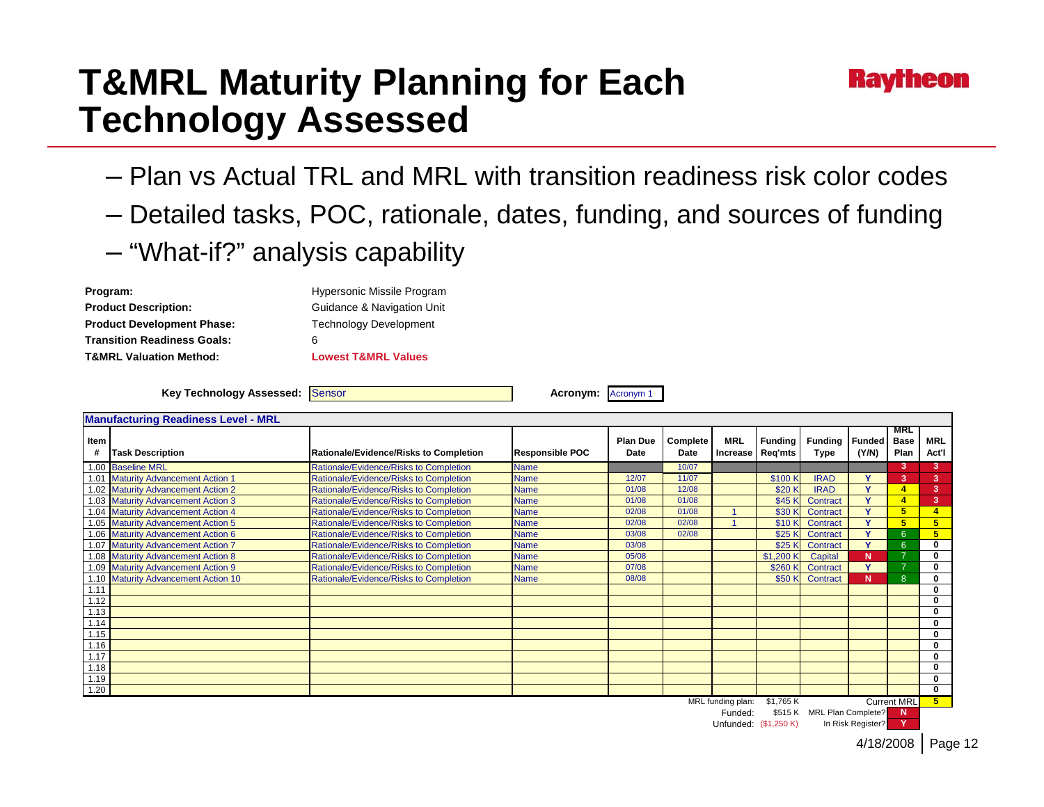# T&MRL Maturity Planning for Each Technology Assessed

– Plan vs Actual TRL and MRL with transition readiness risk color codes

– Detailed tasks, POC, rationale, dates, funding, and sources of funding

– "What-if?" analysis capability

**Program:** Hypersonic Missile Program
**Product Description:** Guidance & Navigation Unit
**Product Development Phase:** Technology Development
**Transition Readiness Goals:** 6
**T&MRL Valuation Method:** **Lowest T&MRL Values**

**Key Technology Assessed:** Sensor **Acronym:** Acronym 1

**Manufacturing Readiness Level - MRL**

| Item # | Task Description | Rationale/Evidence/Risks to Completion | Responsible POC | Plan Due Date | Complete Date | MRL Increase | Funding Req'mts | Funding Type | Funded (Y/N) | MRL Base Plan | MRL Act'l |
|---|---|---|---|---|---|---|---|---|---|---|---|
| 1.00 | Baseline MRL | Rationale/Evidence/Risks to Completion | Name | | 10/07 | | | | | 3 | 3 |
| 1.01 | Maturity Advancement Action 1 | Rationale/Evidence/Risks to Completion | Name | 12/07 | 11/07 | | $100 K | IRAD | Y | 3 | 3 |
| 1.02 | Maturity Advancement Action 2 | Rationale/Evidence/Risks to Completion | Name | 01/08 | 12/08 | | $20 K | IRAD | Y | 4 | 3 |
| 1.03 | Maturity Advancement Action 3 | Rationale/Evidence/Risks to Completion | Name | 01/08 | 01/08 | | $45 K | Contract | Y | 4 | 3 |
| 1.04 | Maturity Advancement Action 4 | Rationale/Evidence/Risks to Completion | Name | 02/08 | 01/08 | 1 | $30 K | Contract | Y | 5 | 4 |
| 1.05 | Maturity Advancement Action 5 | Rationale/Evidence/Risks to Completion | Name | 02/08 | 02/08 | 1 | $10 K | Contract | Y | 5 | 5 |
| 1.06 | Maturity Advancement Action 6 | Rationale/Evidence/Risks to Completion | Name | 03/08 | 02/08 | | $25 K | Contract | Y | 6 | 5 |
| 1.07 | Maturity Advancement Action 7 | Rationale/Evidence/Risks to Completion | Name | 03/08 | | | $25 K | Contract | Y | 6 | 0 |
| 1.08 | Maturity Advancement Action 8 | Rationale/Evidence/Risks to Completion | Name | 05/08 | | | $1,200 K | Capital | N | 7 | 0 |
| 1.09 | Maturity Advancement Action 9 | Rationale/Evidence/Risks to Completion | Name | 07/08 | | | $260 K | Contract | Y | 7 | 0 |
| 1.10 | Maturity Advancement Action 10 | Rationale/Evidence/Risks to Completion | Name | 08/08 | | | $50 K | Contract | N | 8 | 0 |
| 1.11 | | | | | | | | | | | 0 |
| 1.12 | | | | | | | | | | | 0 |
| 1.13 | | | | | | | | | | | 0 |
| 1.14 | | | | | | | | | | | 0 |
| 1.15 | | | | | | | | | | | 0 |
| 1.16 | | | | | | | | | | | 0 |
| 1.17 | | | | | | | | | | | 0 |
| 1.18 | | | | | | | | | | | 0 |
| 1.19 | | | | | | | | | | | 0 |
| 1.20 | | | | | | | | | | | 0 |

MRL funding plan: $1,765 K
Funded: $515 K
Unfunded: ($1,250 K)

Current MRL: 5
MRL Plan Complete?: N
In Risk Register?: Y

4/18/2008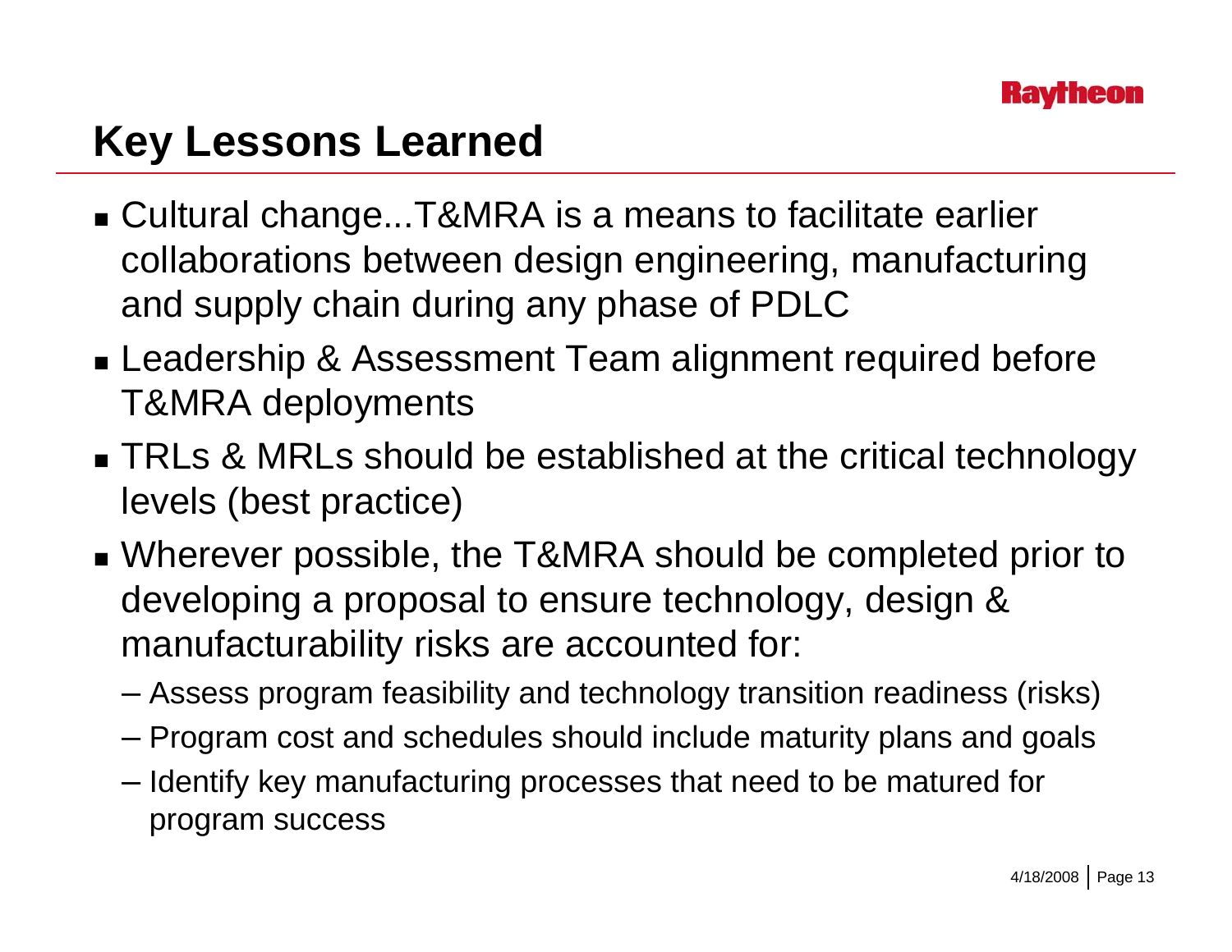# Key Lessons Learned

- Cultural change...T&MRA is a means to facilitate earlier collaborations between design engineering, manufacturing and supply chain during any phase of PDLC
- Leadership & Assessment Team alignment required before T&MRA deployments
- TRLs & MRLs should be established at the critical technology levels (best practice)
- Wherever possible, the T&MRA should be completed prior to developing a proposal to ensure technology, design & manufacturability risks are accounted for:
  - Assess program feasibility and technology transition readiness (risks)
  - Program cost and schedules should include maturity plans and goals
  - Identify key manufacturing processes that need to be matured for program success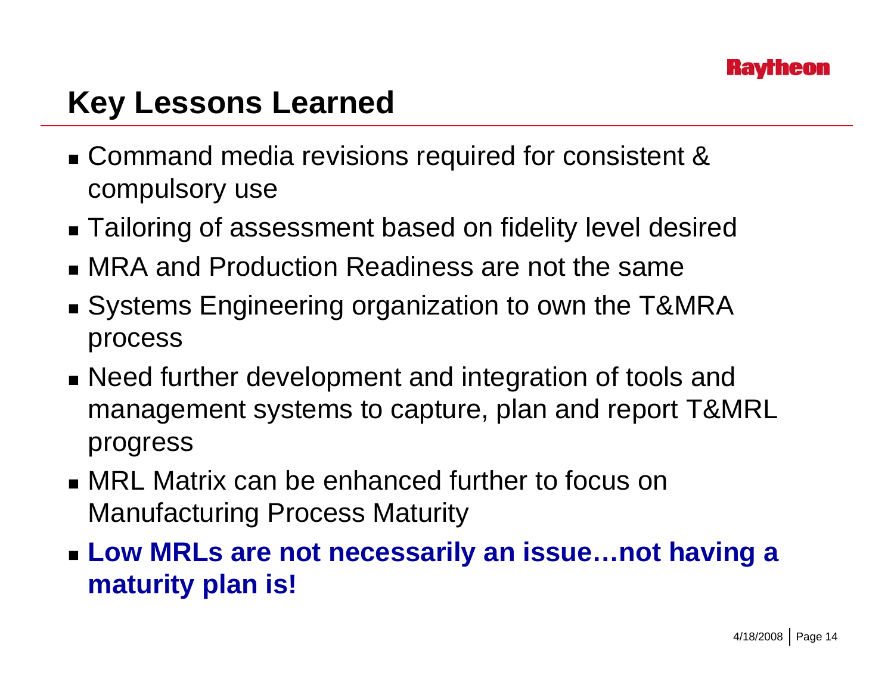# Key Lessons Learned

- Command media revisions required for consistent & compulsory use
- Tailoring of assessment based on fidelity level desired
- MRA and Production Readiness are not the same
- Systems Engineering organization to own the T&MRA process
- Need further development and integration of tools and management systems to capture, plan and report T&MRL progress
- MRL Matrix can be enhanced further to focus on Manufacturing Process Maturity
- **Low MRLs are not necessarily an issue…not having a maturity plan is!**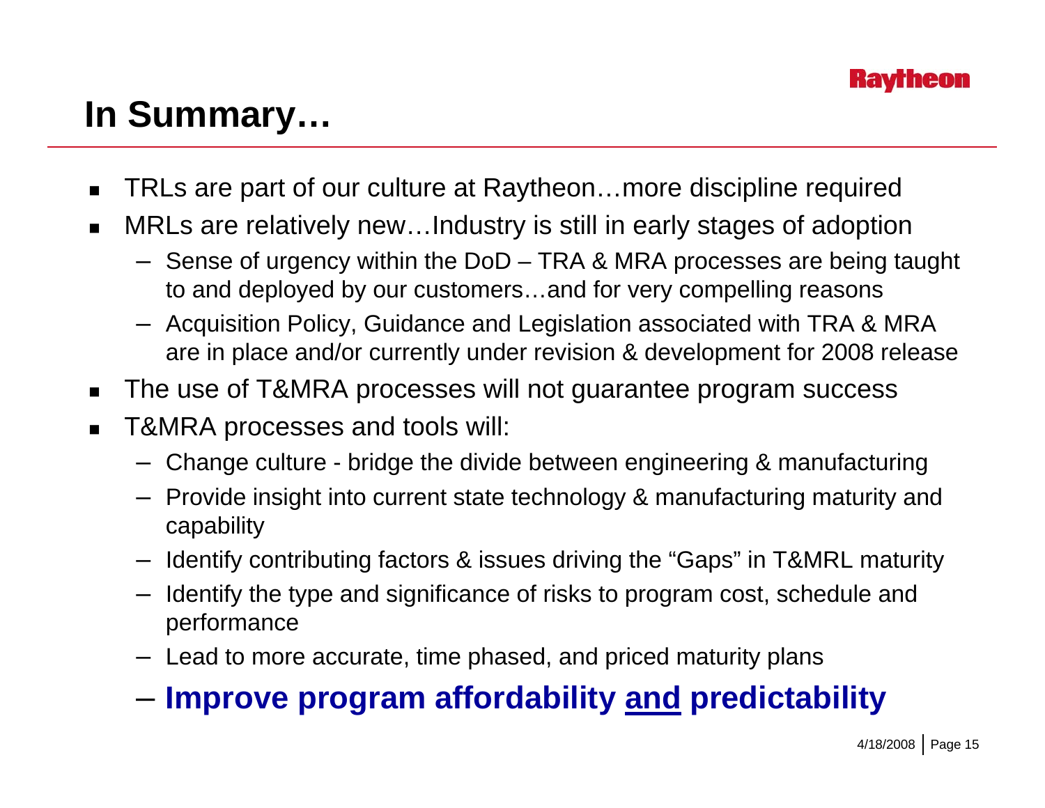# In Summary…

- TRLs are part of our culture at Raytheon…more discipline required
- MRLs are relatively new…Industry is still in early stages of adoption
  - Sense of urgency within the DoD – TRA & MRA processes are being taught to and deployed by our customers…and for very compelling reasons
  - Acquisition Policy, Guidance and Legislation associated with TRA & MRA are in place and/or currently under revision & development for 2008 release
- The use of T&MRA processes will not guarantee program success
- T&MRA processes and tools will:
  - Change culture - bridge the divide between engineering & manufacturing
  - Provide insight into current state technology & manufacturing maturity and capability
  - Identify contributing factors & issues driving the "Gaps" in T&MRL maturity
  - Identify the type and significance of risks to program cost, schedule and performance
  - Lead to more accurate, time phased, and priced maturity plans
  - **Improve program affordability <u>and</u> predictability**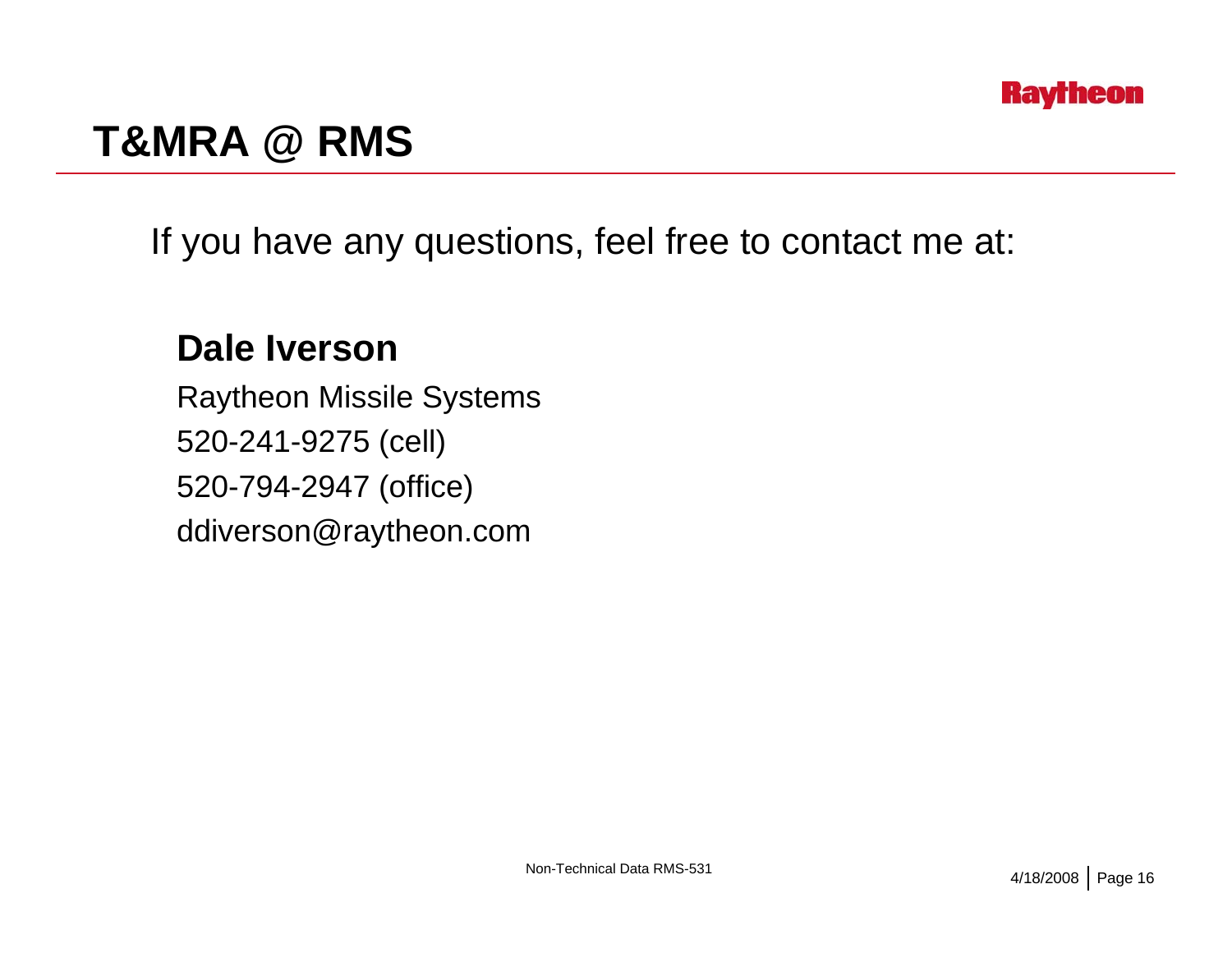# T&MRA @ RMS

If you have any questions, feel free to contact me at:

**Dale Iverson**

Raytheon Missile Systems

520-241-9275 (cell)

520-794-2947 (office)

ddiverson@raytheon.com